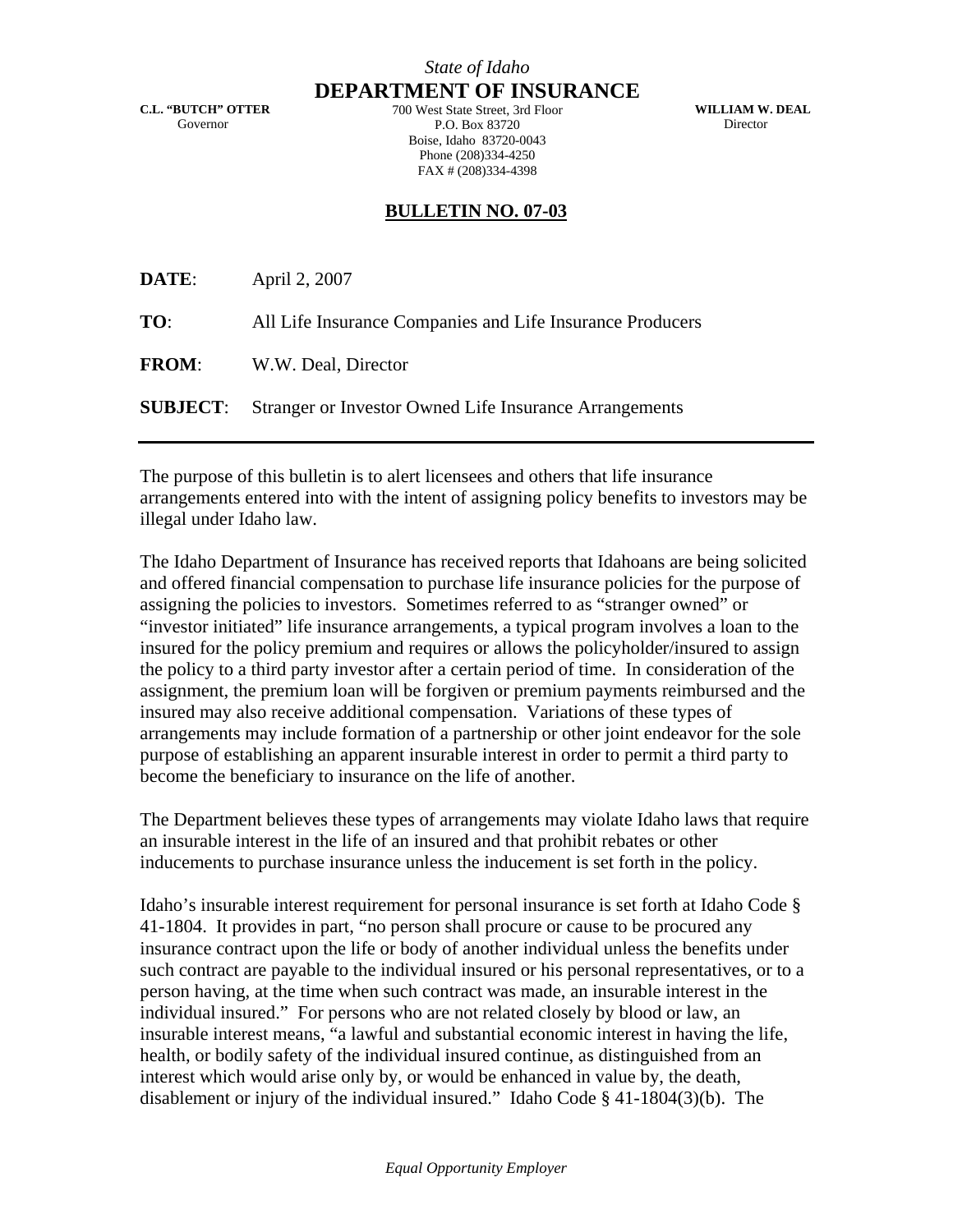*State of Idaho*

# DEPARTMENT OF INSURANCE

**C.L. "BUTCH" OTTER**
Governor

700 West State Street, 3rd Floor
P.O. Box 83720
Boise, Idaho 83720-0043
Phone (208)334-4250
FAX # (208)334-4398

**WILLIAM W. DEAL**
Director

## BULLETIN NO. 07-03

**DATE**: April 2, 2007

**TO**: All Life Insurance Companies and Life Insurance Producers

**FROM**: W.W. Deal, Director

**SUBJECT**: Stranger or Investor Owned Life Insurance Arrangements

---

The purpose of this bulletin is to alert licensees and others that life insurance arrangements entered into with the intent of assigning policy benefits to investors may be illegal under Idaho law.

The Idaho Department of Insurance has received reports that Idahoans are being solicited and offered financial compensation to purchase life insurance policies for the purpose of assigning the policies to investors. Sometimes referred to as "stranger owned" or "investor initiated" life insurance arrangements, a typical program involves a loan to the insured for the policy premium and requires or allows the policyholder/insured to assign the policy to a third party investor after a certain period of time. In consideration of the assignment, the premium loan will be forgiven or premium payments reimbursed and the insured may also receive additional compensation. Variations of these types of arrangements may include formation of a partnership or other joint endeavor for the sole purpose of establishing an apparent insurable interest in order to permit a third party to become the beneficiary to insurance on the life of another.

The Department believes these types of arrangements may violate Idaho laws that require an insurable interest in the life of an insured and that prohibit rebates or other inducements to purchase insurance unless the inducement is set forth in the policy.

Idaho's insurable interest requirement for personal insurance is set forth at Idaho Code § 41-1804. It provides in part, "no person shall procure or cause to be procured any insurance contract upon the life or body of another individual unless the benefits under such contract are payable to the individual insured or his personal representatives, or to a person having, at the time when such contract was made, an insurable interest in the individual insured." For persons who are not related closely by blood or law, an insurable interest means, "a lawful and substantial economic interest in having the life, health, or bodily safety of the individual insured continue, as distinguished from an interest which would arise only by, or would be enhanced in value by, the death, disablement or injury of the individual insured." Idaho Code § 41-1804(3)(b). The

*Equal Opportunity Employer*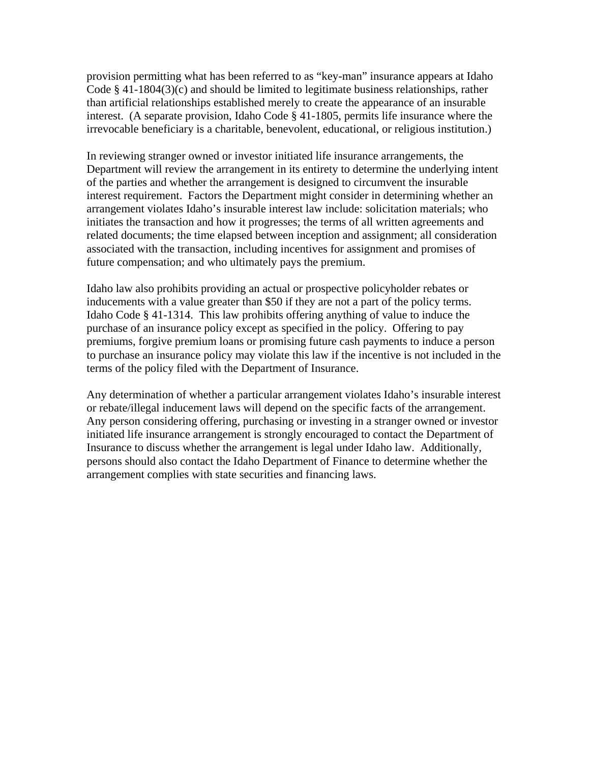provision permitting what has been referred to as "key-man" insurance appears at Idaho Code § 41-1804(3)(c) and should be limited to legitimate business relationships, rather than artificial relationships established merely to create the appearance of an insurable interest. (A separate provision, Idaho Code § 41-1805, permits life insurance where the irrevocable beneficiary is a charitable, benevolent, educational, or religious institution.)

In reviewing stranger owned or investor initiated life insurance arrangements, the Department will review the arrangement in its entirety to determine the underlying intent of the parties and whether the arrangement is designed to circumvent the insurable interest requirement. Factors the Department might consider in determining whether an arrangement violates Idaho's insurable interest law include: solicitation materials; who initiates the transaction and how it progresses; the terms of all written agreements and related documents; the time elapsed between inception and assignment; all consideration associated with the transaction, including incentives for assignment and promises of future compensation; and who ultimately pays the premium.

Idaho law also prohibits providing an actual or prospective policyholder rebates or inducements with a value greater than $50 if they are not a part of the policy terms. Idaho Code § 41-1314. This law prohibits offering anything of value to induce the purchase of an insurance policy except as specified in the policy. Offering to pay premiums, forgive premium loans or promising future cash payments to induce a person to purchase an insurance policy may violate this law if the incentive is not included in the terms of the policy filed with the Department of Insurance.

Any determination of whether a particular arrangement violates Idaho's insurable interest or rebate/illegal inducement laws will depend on the specific facts of the arrangement. Any person considering offering, purchasing or investing in a stranger owned or investor initiated life insurance arrangement is strongly encouraged to contact the Department of Insurance to discuss whether the arrangement is legal under Idaho law. Additionally, persons should also contact the Idaho Department of Finance to determine whether the arrangement complies with state securities and financing laws.